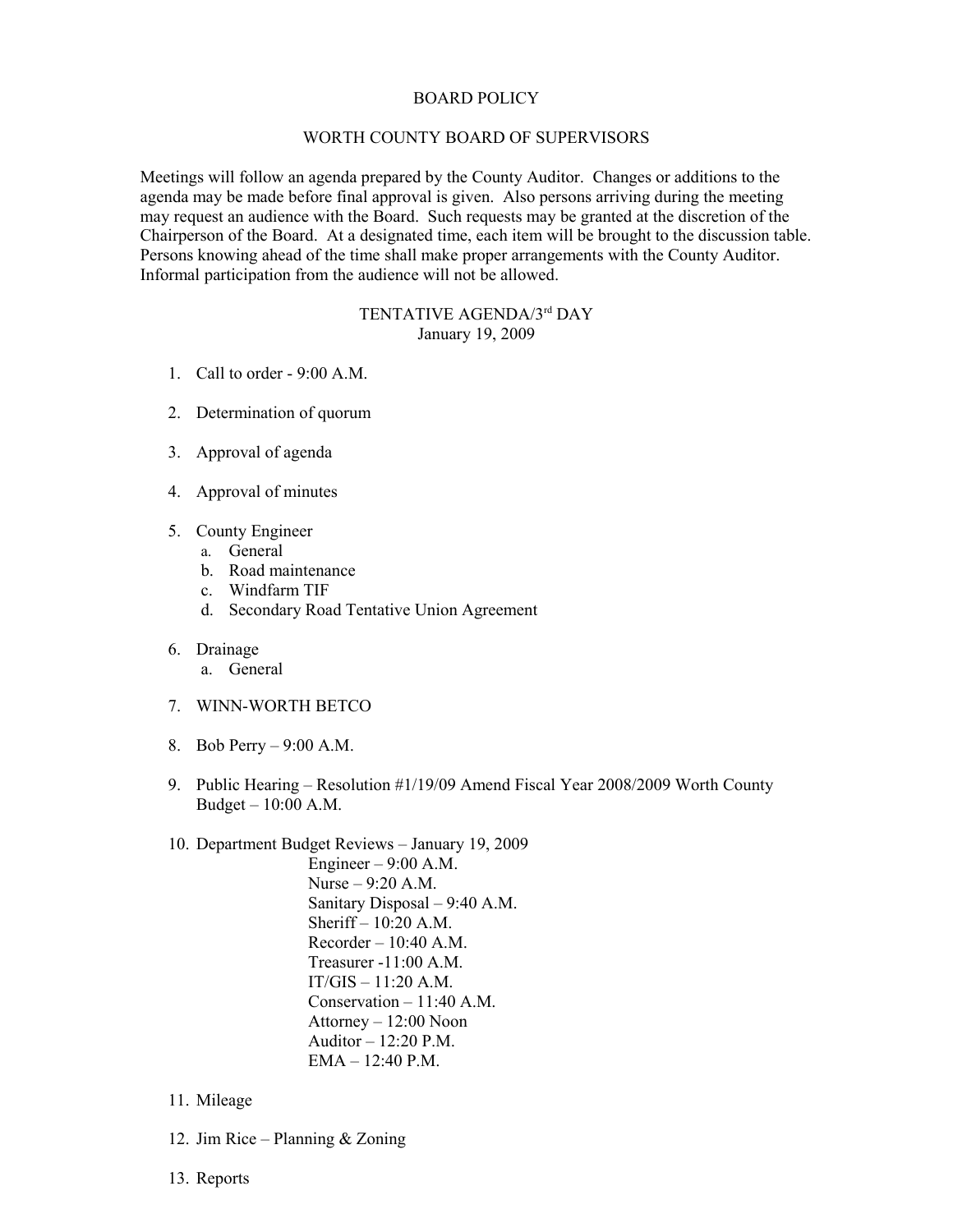# BOARD POLICY

## WORTH COUNTY BOARD OF SUPERVISORS

Meetings will follow an agenda prepared by the County Auditor. Changes or additions to the agenda may be made before final approval is given. Also persons arriving during the meeting may request an audience with the Board. Such requests may be granted at the discretion of the Chairperson of the Board. At a designated time, each item will be brought to the discussion table. Persons knowing ahead of the time shall make proper arrangements with the County Auditor. Informal participation from the audience will not be allowed.

## TENTATIVE AGENDA/3rd DAY

January 19, 2009

1. Call to order - 9:00 A.M.
2. Determination of quorum
3. Approval of agenda
4. Approval of minutes
5. County Engineer
   a. General
   b. Road maintenance
   c. Windfarm TIF
   d. Secondary Road Tentative Union Agreement
6. Drainage
   a. General
7. WINN-WORTH BETCO
8. Bob Perry – 9:00 A.M.
9. Public Hearing – Resolution #1/19/09 Amend Fiscal Year 2008/2009 Worth County Budget – 10:00 A.M.
10. Department Budget Reviews – January 19, 2009
    - Engineer – 9:00 A.M.
    - Nurse – 9:20 A.M.
    - Sanitary Disposal – 9:40 A.M.
    - Sheriff – 10:20 A.M.
    - Recorder – 10:40 A.M.
    - Treasurer -11:00 A.M.
    - IT/GIS – 11:20 A.M.
    - Conservation – 11:40 A.M.
    - Attorney – 12:00 Noon
    - Auditor – 12:20 P.M.
    - EMA – 12:40 P.M.
11. Mileage
12. Jim Rice – Planning & Zoning
13. Reports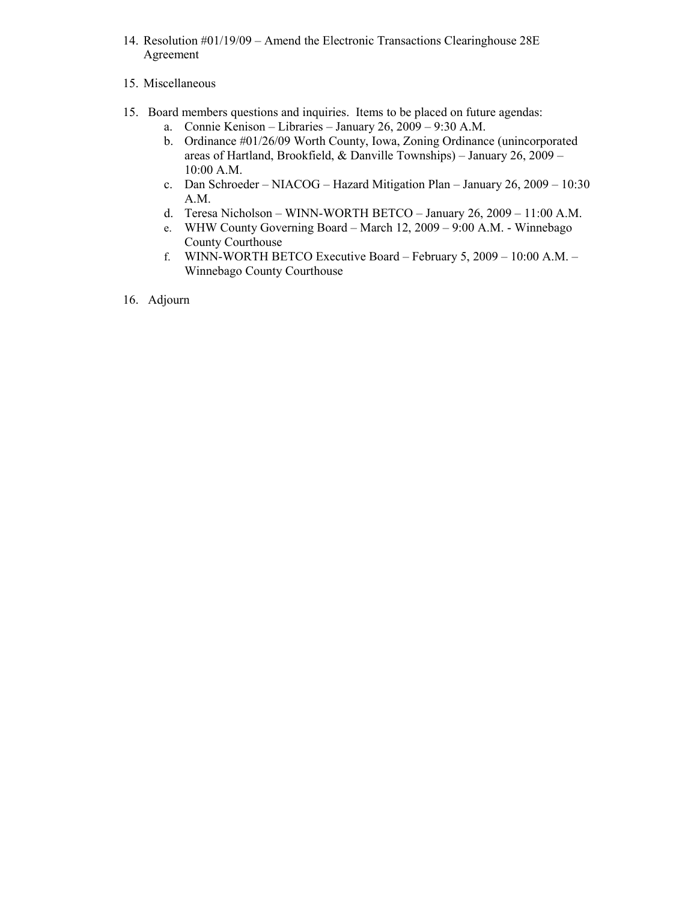14. Resolution #01/19/09 – Amend the Electronic Transactions Clearinghouse 28E Agreement

15. Miscellaneous

15. Board members questions and inquiries. Items to be placed on future agendas:
    a. Connie Kenison – Libraries – January 26, 2009 – 9:30 A.M.
    b. Ordinance #01/26/09 Worth County, Iowa, Zoning Ordinance (unincorporated areas of Hartland, Brookfield, & Danville Townships) – January 26, 2009 – 10:00 A.M.
    c. Dan Schroeder – NIACOG – Hazard Mitigation Plan – January 26, 2009 – 10:30 A.M.
    d. Teresa Nicholson – WINN-WORTH BETCO – January 26, 2009 – 11:00 A.M.
    e. WHW County Governing Board – March 12, 2009 – 9:00 A.M. - Winnebago County Courthouse
    f. WINN-WORTH BETCO Executive Board – February 5, 2009 – 10:00 A.M. – Winnebago County Courthouse

16. Adjourn